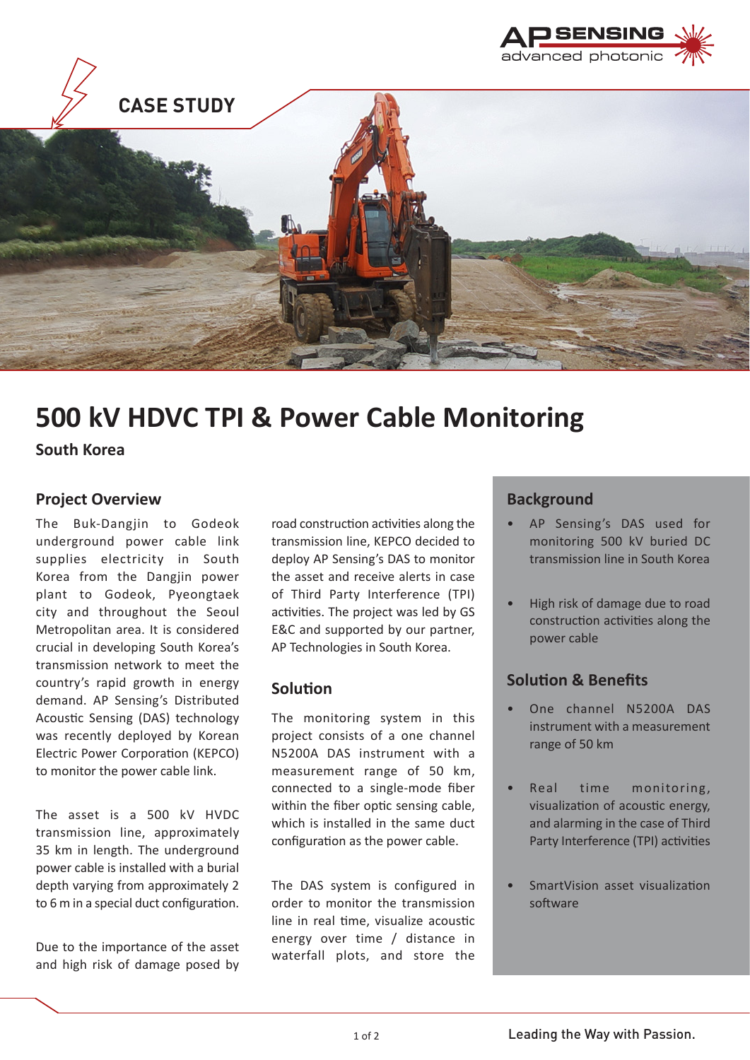CASE STUDY

# 500 kV HDVC TPI & Power Cable Monitoring

**South Korea**

## Project Overview

The Buk-Dangjin to Godeok underground power cable link supplies electricity in South Korea from the Dangjin power plant to Godeok, Pyeongtaek city and throughout the Seoul Metropolitan area. It is considered crucial in developing South Korea's transmission network to meet the country's rapid growth in energy demand. AP Sensing's Distributed Acoustic Sensing (DAS) technology was recently deployed by Korean Electric Power Corporation (KEPCO) to monitor the power cable link.

The asset is a 500 kV HVDC transmission line, approximately 35 km in length. The underground power cable is installed with a burial depth varying from approximately 2 to 6 m in a special duct configuration.

Due to the importance of the asset and high risk of damage posed by road construction activities along the transmission line, KEPCO decided to deploy AP Sensing's DAS to monitor the asset and receive alerts in case of Third Party Interference (TPI) activities. The project was led by GS E&C and supported by our partner, AP Technologies in South Korea.

## Solution

The monitoring system in this project consists of a one channel N5200A DAS instrument with a measurement range of 50 km, connected to a single-mode fiber within the fiber optic sensing cable, which is installed in the same duct configuration as the power cable.

The DAS system is configured in order to monitor the transmission line in real time, visualize acoustic energy over time / distance in waterfall plots, and store the

## Background

- AP Sensing's DAS used for monitoring 500 kV buried DC transmission line in South Korea
- High risk of damage due to road construction activities along the power cable

## Solution & Benefits

- One channel N5200A DAS instrument with a measurement range of 50 km
- Real time monitoring, visualization of acoustic energy, and alarming in the case of Third Party Interference (TPI) activities
- SmartVision asset visualization software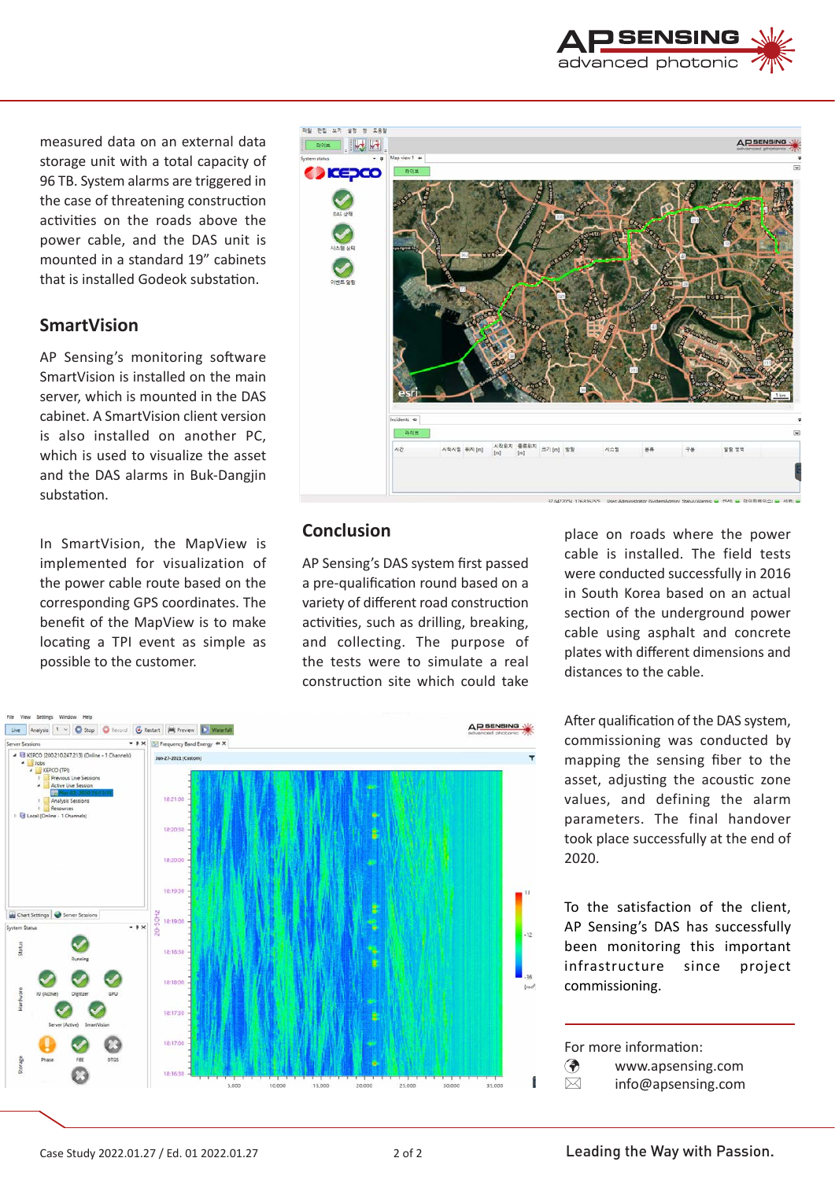measured data on an external data storage unit with a total capacity of 96 TB. System alarms are triggered in the case of threatening construction activities on the roads above the power cable, and the DAS unit is mounted in a standard 19" cabinets that is installed Godeok substation.

## SmartVision

AP Sensing's monitoring software SmartVision is installed on the main server, which is mounted in the DAS cabinet. A SmartVision client version is also installed on another PC, which is used to visualize the asset and the DAS alarms in Buk-Dangjin substation.

In SmartVision, the MapView is implemented for visualization of the power cable route based on the corresponding GPS coordinates. The benefit of the MapView is to make locating a TPI event as simple as possible to the customer.

## Conclusion

AP Sensing's DAS system first passed a pre-qualification round based on a variety of different road construction activities, such as drilling, breaking, and collecting. The purpose of the tests were to simulate a real construction site which could take place on roads where the power cable is installed. The field tests were conducted successfully in 2016 in South Korea based on an actual section of the underground power cable using asphalt and concrete plates with different dimensions and distances to the cable.

After qualification of the DAS system, commissioning was conducted by mapping the sensing fiber to the asset, adjusting the acoustic zone values, and defining the alarm parameters. The final handover took place successfully at the end of 2020.

To the satisfaction of the client, AP Sensing's DAS has successfully been monitoring this important infrastructure since project commissioning.

For more information:

www.apsensing.com

info@apsensing.com

Case Study 2022.01.27 / Ed. 01 2022.01.27

Leading the Way with Passion.